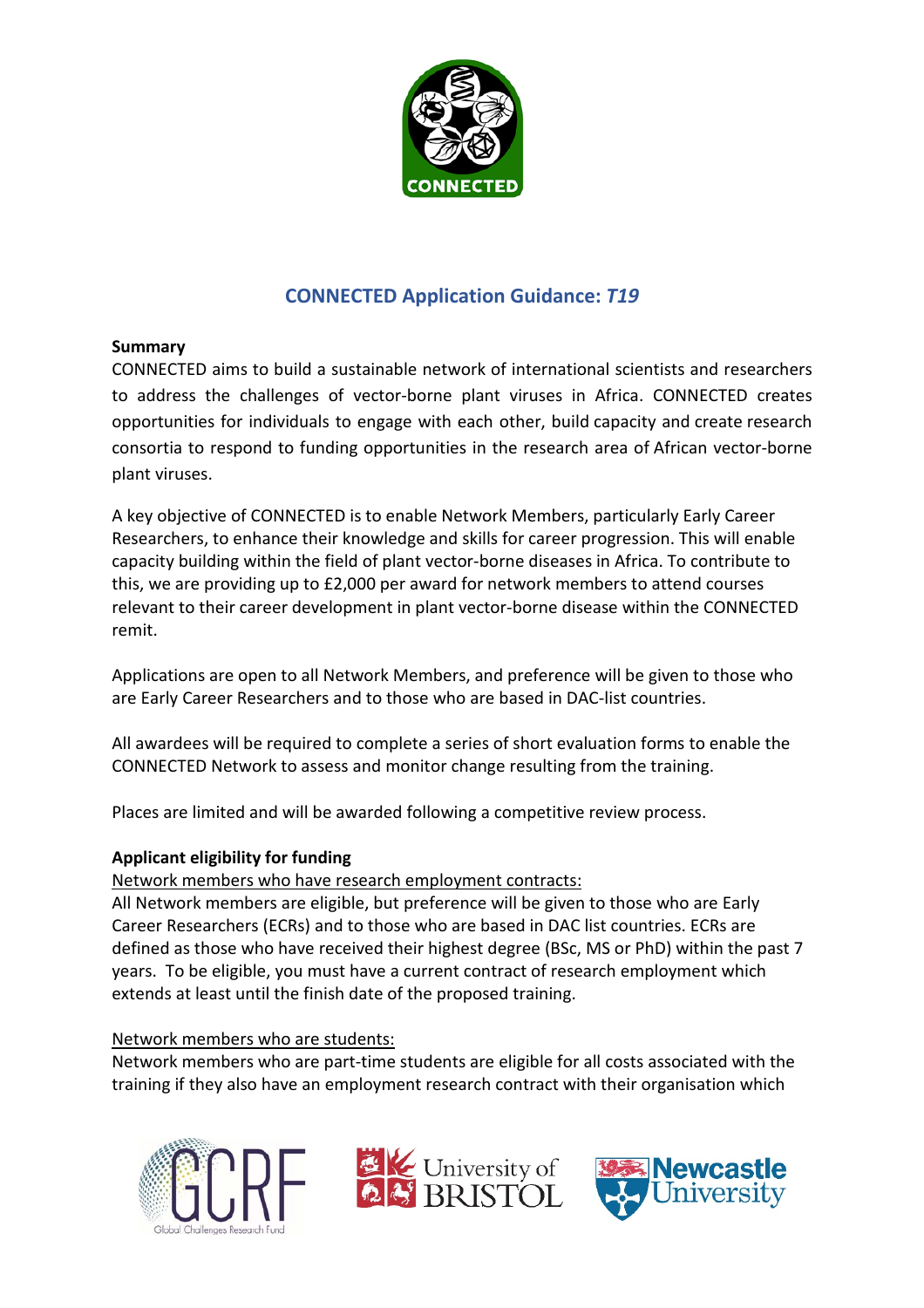# CONNECTED Application Guidance: *T19*

**Summary**

CONNECTED aims to build a sustainable network of international scientists and researchers to address the challenges of vector-borne plant viruses in Africa. CONNECTED creates opportunities for individuals to engage with each other, build capacity and create research consortia to respond to funding opportunities in the research area of African vector-borne plant viruses.

A key objective of CONNECTED is to enable Network Members, particularly Early Career Researchers, to enhance their knowledge and skills for career progression. This will enable capacity building within the field of plant vector-borne diseases in Africa. To contribute to this, we are providing up to £2,000 per award for network members to attend courses relevant to their career development in plant vector-borne disease within the CONNECTED remit.

Applications are open to all Network Members, and preference will be given to those who are Early Career Researchers and to those who are based in DAC-list countries.

All awardees will be required to complete a series of short evaluation forms to enable the CONNECTED Network to assess and monitor change resulting from the training.

Places are limited and will be awarded following a competitive review process.

**Applicant eligibility for funding**

<u>Network members who have research employment contracts:</u>

All Network members are eligible, but preference will be given to those who are Early Career Researchers (ECRs) and to those who are based in DAC list countries. ECRs are defined as those who have received their highest degree (BSc, MS or PhD) within the past 7 years. To be eligible, you must have a current contract of research employment which extends at least until the finish date of the proposed training.

<u>Network members who are students:</u>

Network members who are part-time students are eligible for all costs associated with the training if they also have an employment research contract with their organisation which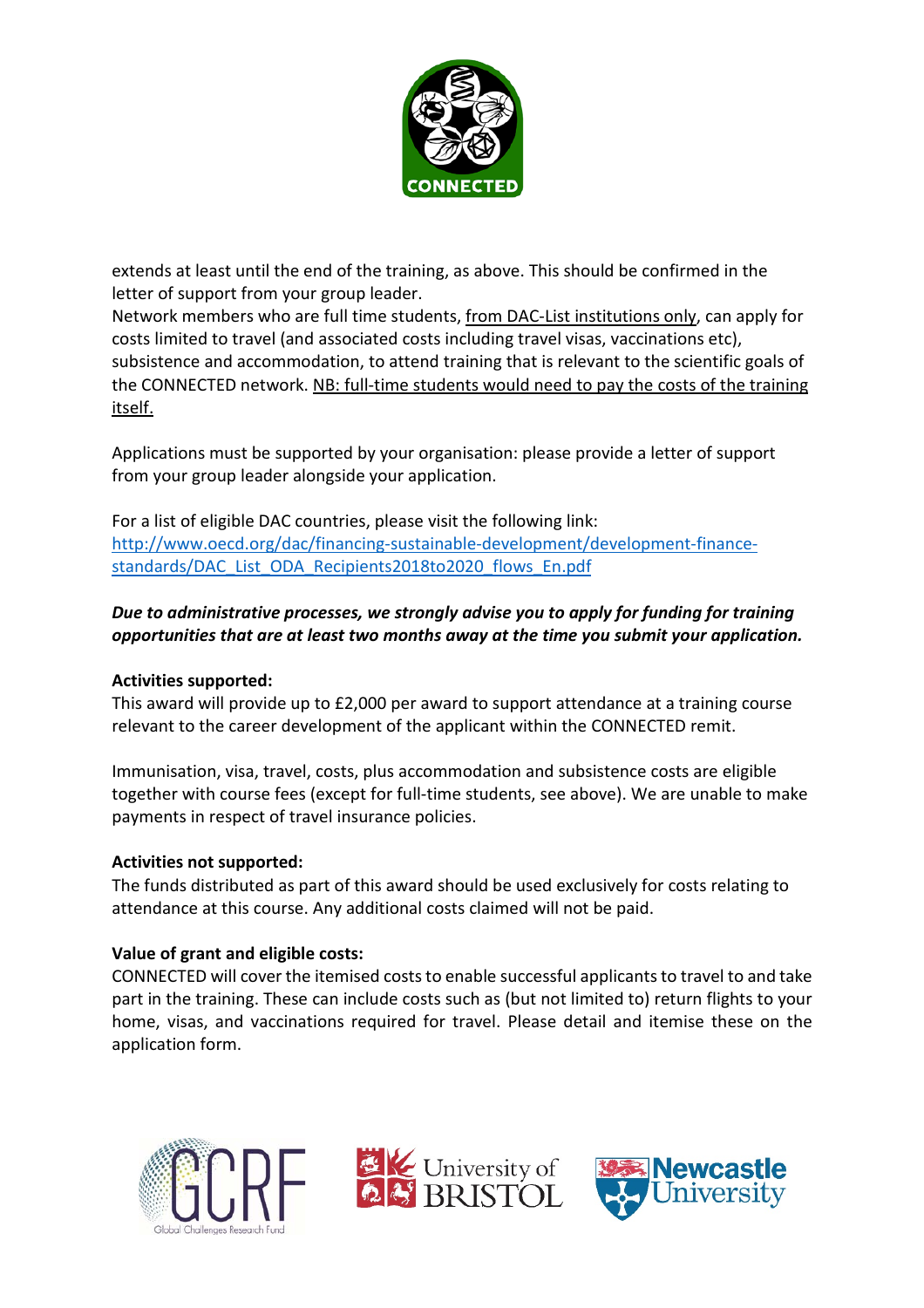extends at least until the end of the training, as above. This should be confirmed in the letter of support from your group leader.

Network members who are full time students, from DAC-List institutions only, can apply for costs limited to travel (and associated costs including travel visas, vaccinations etc), subsistence and accommodation, to attend training that is relevant to the scientific goals of the CONNECTED network. NB: full-time students would need to pay the costs of the training itself.

Applications must be supported by your organisation: please provide a letter of support from your group leader alongside your application.

For a list of eligible DAC countries, please visit the following link:
http://www.oecd.org/dac/financing-sustainable-development/development-finance-standards/DAC_List_ODA_Recipients2018to2020_flows_En.pdf

***Due to administrative processes, we strongly advise you to apply for funding for training opportunities that are at least two months away at the time you submit your application.***

**Activities supported:**

This award will provide up to £2,000 per award to support attendance at a training course relevant to the career development of the applicant within the CONNECTED remit.

Immunisation, visa, travel, costs, plus accommodation and subsistence costs are eligible together with course fees (except for full-time students, see above). We are unable to make payments in respect of travel insurance policies.

**Activities not supported:**

The funds distributed as part of this award should be used exclusively for costs relating to attendance at this course. Any additional costs claimed will not be paid.

**Value of grant and eligible costs:**

CONNECTED will cover the itemised costs to enable successful applicants to travel to and take part in the training. These can include costs such as (but not limited to) return flights to your home, visas, and vaccinations required for travel. Please detail and itemise these on the application form.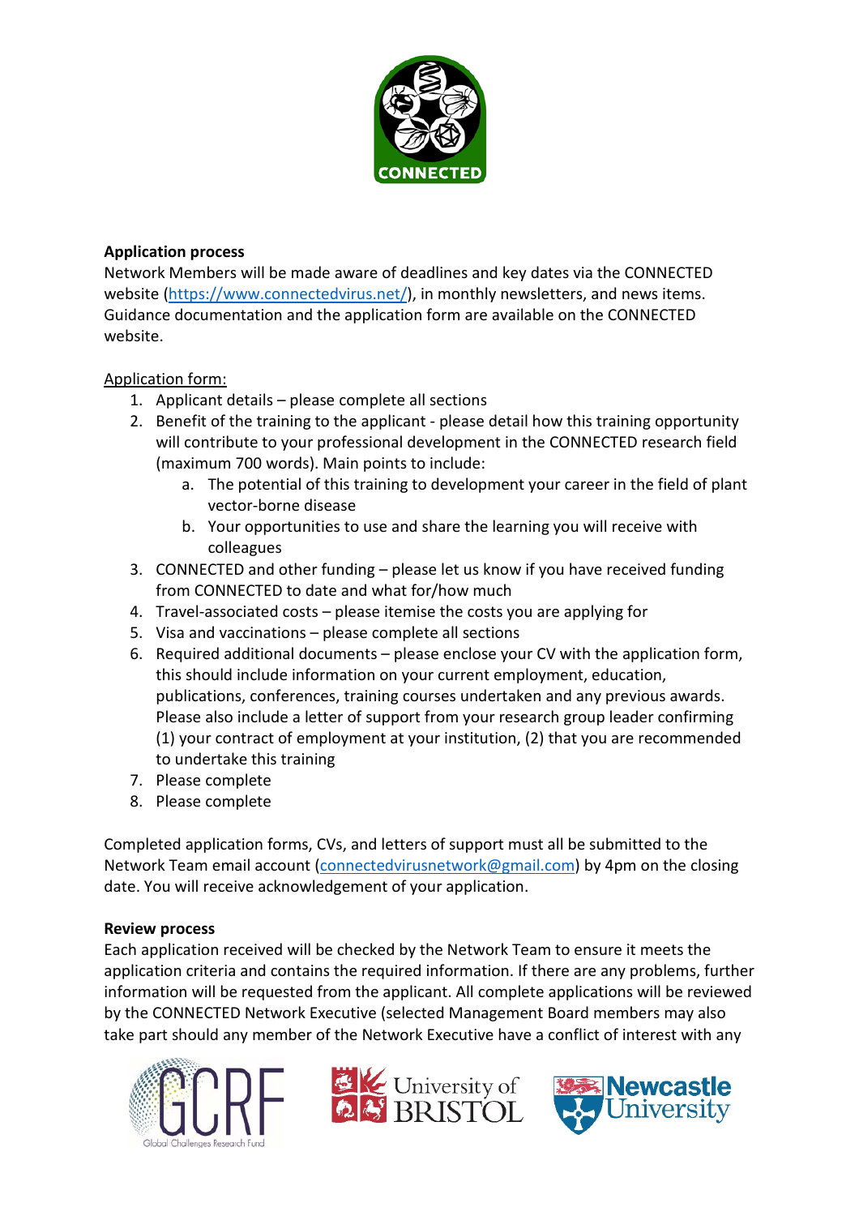**Application process**

Network Members will be made aware of deadlines and key dates via the CONNECTED website (https://www.connectedvirus.net/), in monthly newsletters, and news items. Guidance documentation and the application form are available on the CONNECTED website.

Application form:

1. Applicant details – please complete all sections
2. Benefit of the training to the applicant - please detail how this training opportunity will contribute to your professional development in the CONNECTED research field (maximum 700 words). Main points to include:
   a. The potential of this training to development your career in the field of plant vector-borne disease
   b. Your opportunities to use and share the learning you will receive with colleagues
3. CONNECTED and other funding – please let us know if you have received funding from CONNECTED to date and what for/how much
4. Travel-associated costs – please itemise the costs you are applying for
5. Visa and vaccinations – please complete all sections
6. Required additional documents – please enclose your CV with the application form, this should include information on your current employment, education, publications, conferences, training courses undertaken and any previous awards. Please also include a letter of support from your research group leader confirming (1) your contract of employment at your institution, (2) that you are recommended to undertake this training
7. Please complete
8. Please complete

Completed application forms, CVs, and letters of support must all be submitted to the Network Team email account (connectedvirusnetwork@gmail.com) by 4pm on the closing date. You will receive acknowledgement of your application.

**Review process**

Each application received will be checked by the Network Team to ensure it meets the application criteria and contains the required information. If there are any problems, further information will be requested from the applicant. All complete applications will be reviewed by the CONNECTED Network Executive (selected Management Board members may also take part should any member of the Network Executive have a conflict of interest with any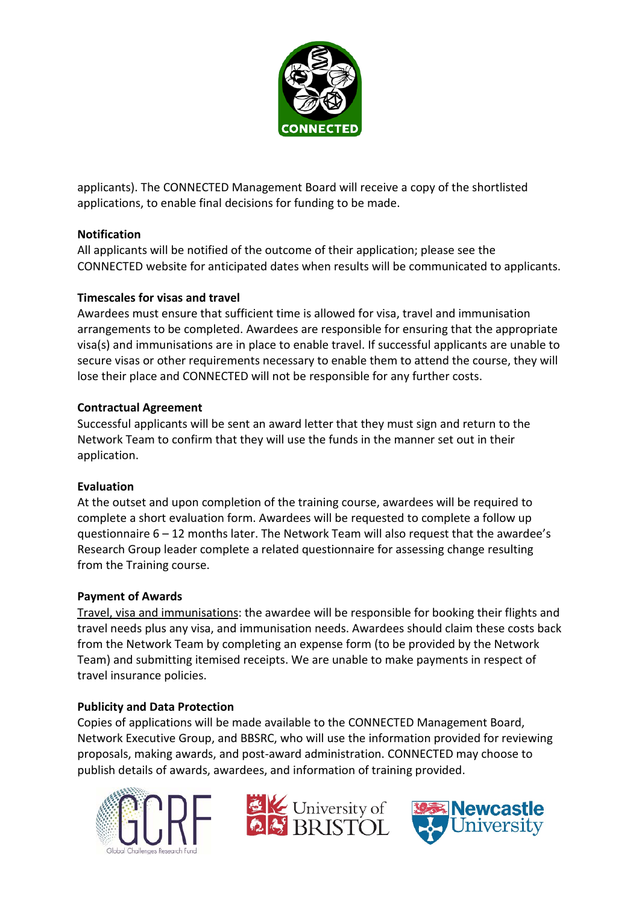applicants). The CONNECTED Management Board will receive a copy of the shortlisted applications, to enable final decisions for funding to be made.

**Notification**

All applicants will be notified of the outcome of their application; please see the CONNECTED website for anticipated dates when results will be communicated to applicants.

**Timescales for visas and travel**

Awardees must ensure that sufficient time is allowed for visa, travel and immunisation arrangements to be completed. Awardees are responsible for ensuring that the appropriate visa(s) and immunisations are in place to enable travel. If successful applicants are unable to secure visas or other requirements necessary to enable them to attend the course, they will lose their place and CONNECTED will not be responsible for any further costs.

**Contractual Agreement**

Successful applicants will be sent an award letter that they must sign and return to the Network Team to confirm that they will use the funds in the manner set out in their application.

**Evaluation**

At the outset and upon completion of the training course, awardees will be required to complete a short evaluation form. Awardees will be requested to complete a follow up questionnaire 6 – 12 months later. The Network Team will also request that the awardee's Research Group leader complete a related questionnaire for assessing change resulting from the Training course.

**Payment of Awards**

Travel, visa and immunisations: the awardee will be responsible for booking their flights and travel needs plus any visa, and immunisation needs. Awardees should claim these costs back from the Network Team by completing an expense form (to be provided by the Network Team) and submitting itemised receipts. We are unable to make payments in respect of travel insurance policies.

**Publicity and Data Protection**

Copies of applications will be made available to the CONNECTED Management Board, Network Executive Group, and BBSRC, who will use the information provided for reviewing proposals, making awards, and post-award administration. CONNECTED may choose to publish details of awards, awardees, and information of training provided.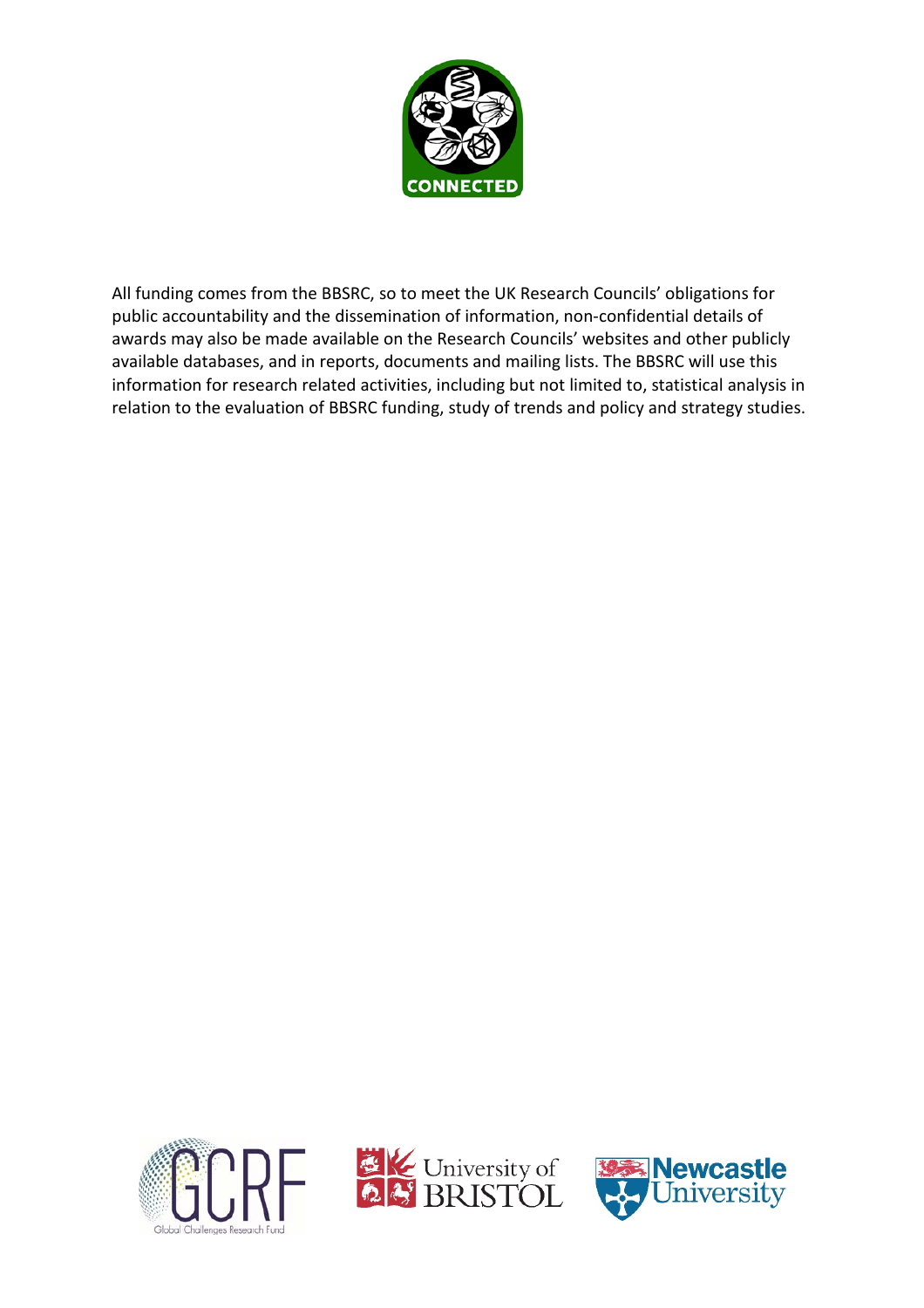All funding comes from the BBSRC, so to meet the UK Research Councils' obligations for public accountability and the dissemination of information, non-confidential details of awards may also be made available on the Research Councils' websites and other publicly available databases, and in reports, documents and mailing lists. The BBSRC will use this information for research related activities, including but not limited to, statistical analysis in relation to the evaluation of BBSRC funding, study of trends and policy and strategy studies.